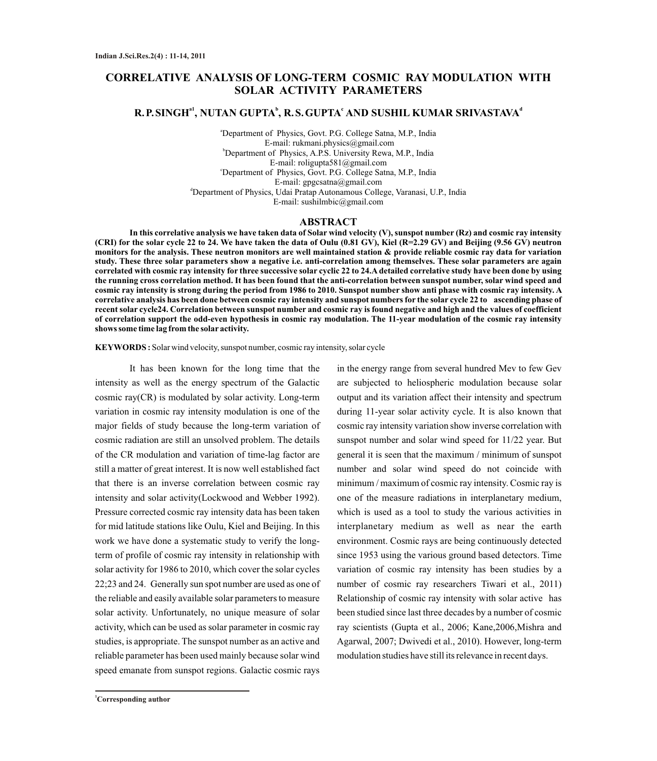# CORRELATIVE ANALYSIS OF LONG-TERM COSMIC RAY MODULATION WITH SOLAR ACTIVITY PARAMETERS

**R. P. SINGH[a1], NUTAN GUPTA[b], R. S. GUPTA[c] AND SUSHIL KUMAR SRIVASTAVA[d]**

[a]Department of Physics, Govt. P.G. College Satna, M.P., India
E-mail: rukmani.physics@gmail.com
[b]Department of Physics, A.P.S. University Rewa, M.P., India
E-mail: roligupta581@gmail.com
[c]Department of Physics, Govt. P.G. College Satna, M.P., India
E-mail: gpgcsatna@gmail.com
[d]Department of Physics, Udai Pratap Autonamous College, Varanasi, U.P., India
E-mail: sushilmbic@gmail.com

## ABSTRACT

**In this correlative analysis we have taken data of Solar wind velocity (V), sunspot number (Rz) and cosmic ray intensity (CRI) for the solar cycle 22 to 24. We have taken the data of Oulu (0.81 GV), Kiel (R=2.29 GV) and Beijing (9.56 GV) neutron monitors for the analysis. These neutron monitors are well maintained station & provide reliable cosmic ray data for variation study. These three solar parameters show a negative i.e. anti-correlation among themselves. These solar parameters are again correlated with cosmic ray intensity for three successive solar cyclic 22 to 24.A detailed correlative study have been done by using the running cross correlation method. It has been found that the anti-correlation between sunspot number, solar wind speed and cosmic ray intensity is strong during the period from 1986 to 2010. Sunspot number show anti phase with cosmic ray intensity. A correlative analysis has been done between cosmic ray intensity and sunspot numbers for the solar cycle 22 to ascending phase of recent solar cycle24. Correlation between sunspot number and cosmic ray is found negative and high and the values of coefficient of correlation support the odd-even hypothesis in cosmic ray modulation. The 11-year modulation of the cosmic ray intensity shows some time lag from the solar activity.**

**KEYWORDS :** Solar wind velocity, sunspot number, cosmic ray intensity, solar cycle

It has been known for the long time that the intensity as well as the energy spectrum of the Galactic cosmic ray(CR) is modulated by solar activity. Long-term variation in cosmic ray intensity modulation is one of the major fields of study because the long-term variation of cosmic radiation are still an unsolved problem. The details of the CR modulation and variation of time-lag factor are still a matter of great interest. It is now well established fact that there is an inverse correlation between cosmic ray intensity and solar activity(Lockwood and Webber 1992). Pressure corrected cosmic ray intensity data has been taken for mid latitude stations like Oulu, Kiel and Beijing. In this work we have done a systematic study to verify the long-term of profile of cosmic ray intensity in relationship with solar activity for 1986 to 2010, which cover the solar cycles 22;23 and 24. Generally sun spot number are used as one of the reliable and easily available solar parameters to measure solar activity. Unfortunately, no unique measure of solar activity, which can be used as solar parameter in cosmic ray studies, is appropriate. The sunspot number as an active and reliable parameter has been used mainly because solar wind speed emanate from sunspot regions. Galactic cosmic rays in the energy range from several hundred Mev to few Gev are subjected to heliospheric modulation because solar output and its variation affect their intensity and spectrum during 11-year solar activity cycle. It is also known that cosmic ray intensity variation show inverse correlation with sunspot number and solar wind speed for 11/22 year. But general it is seen that the maximum / minimum of sunspot number and solar wind speed do not coincide with minimum / maximum of cosmic ray intensity. Cosmic ray is one of the measure radiations in interplanetary medium, which is used as a tool to study the various activities in interplanetary medium as well as near the earth environment. Cosmic rays are being continuously detected since 1953 using the various ground based detectors. Time variation of cosmic ray intensity has been studies by a number of cosmic ray researchers Tiwari et al., 2011) Relationship of cosmic ray intensity with solar active has been studied since last three decades by a number of cosmic ray scientists (Gupta et al., 2006; Kane,2006,Mishra and Agarwal, 2007; Dwivedi et al., 2010). However, long-term modulation studies have still its relevance in recent days.

[1]Corresponding author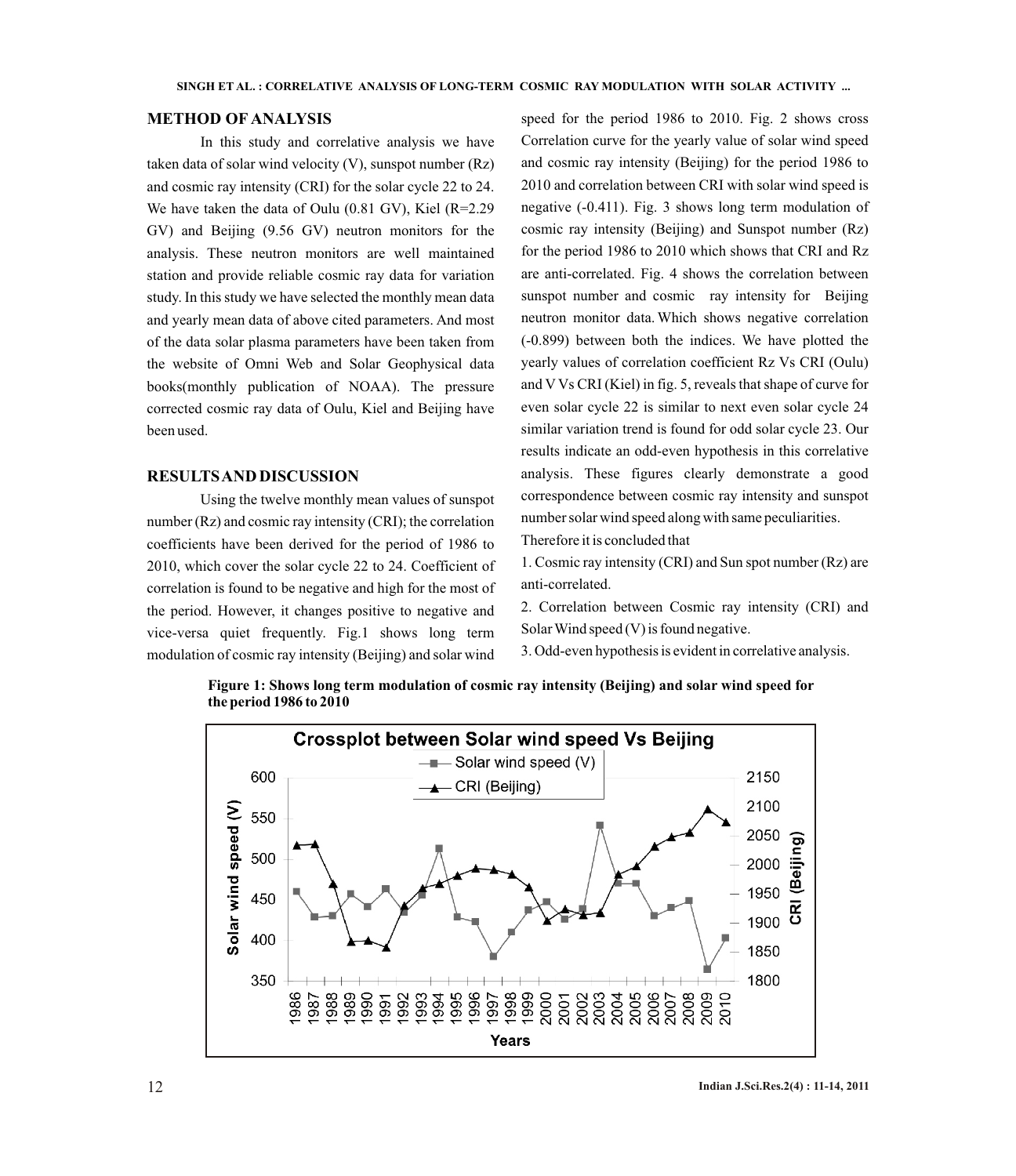## METHOD OF ANALYSIS

In this study and correlative analysis we have taken data of solar wind velocity (V), sunspot number (Rz) and cosmic ray intensity (CRI) for the solar cycle 22 to 24. We have taken the data of Oulu (0.81 GV), Kiel (R=2.29 GV) and Beijing (9.56 GV) neutron monitors for the analysis. These neutron monitors are well maintained station and provide reliable cosmic ray data for variation study. In this study we have selected the monthly mean data and yearly mean data of above cited parameters. And most of the data solar plasma parameters have been taken from the website of Omni Web and Solar Geophysical data books(monthly publication of NOAA). The pressure corrected cosmic ray data of Oulu, Kiel and Beijing have been used.

## RESULTS AND DISCUSSION

Using the twelve monthly mean values of sunspot number (Rz) and cosmic ray intensity (CRI); the correlation coefficients have been derived for the period of 1986 to 2010, which cover the solar cycle 22 to 24. Coefficient of correlation is found to be negative and high for the most of the period. However, it changes positive to negative and vice-versa quiet frequently. Fig.1 shows long term modulation of cosmic ray intensity (Beijing) and solar wind speed for the period 1986 to 2010. Fig. 2 shows cross Correlation curve for the yearly value of solar wind speed and cosmic ray intensity (Beijing) for the period 1986 to 2010 and correlation between CRI with solar wind speed is negative (-0.411). Fig. 3 shows long term modulation of cosmic ray intensity (Beijing) and Sunspot number (Rz) for the period 1986 to 2010 which shows that CRI and Rz are anti-correlated. Fig. 4 shows the correlation between sunspot number and cosmic ray intensity for Beijing neutron monitor data. Which shows negative correlation (-0.899) between both the indices. We have plotted the yearly values of correlation coefficient Rz Vs CRI (Oulu) and V Vs CRI (Kiel) in fig. 5, reveals that shape of curve for even solar cycle 22 is similar to next even solar cycle 24 similar variation trend is found for odd solar cycle 23. Our results indicate an odd-even hypothesis in this correlative analysis. These figures clearly demonstrate a good correspondence between cosmic ray intensity and sunspot number solar wind speed along with same peculiarities.

Therefore it is concluded that

1. Cosmic ray intensity (CRI) and Sun spot number (Rz) are anti-correlated.
2. Correlation between Cosmic ray intensity (CRI) and Solar Wind speed (V) is found negative.
3. Odd-even hypothesis is evident in correlative analysis.

**Figure 1: Shows long term modulation of cosmic ray intensity (Beijing) and solar wind speed for the period 1986 to 2010**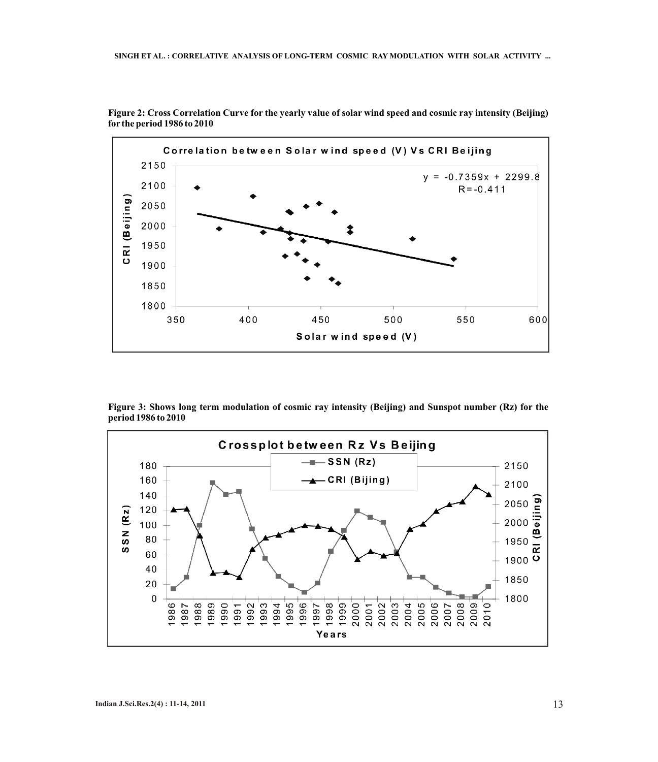**Figure 2: Cross Correlation Curve for the yearly value of solar wind speed and cosmic ray intensity (Beijing) for the period 1986 to 2010**

**Figure 3: Shows long term modulation of cosmic ray intensity (Beijing) and Sunspot number (Rz) for the period 1986 to 2010**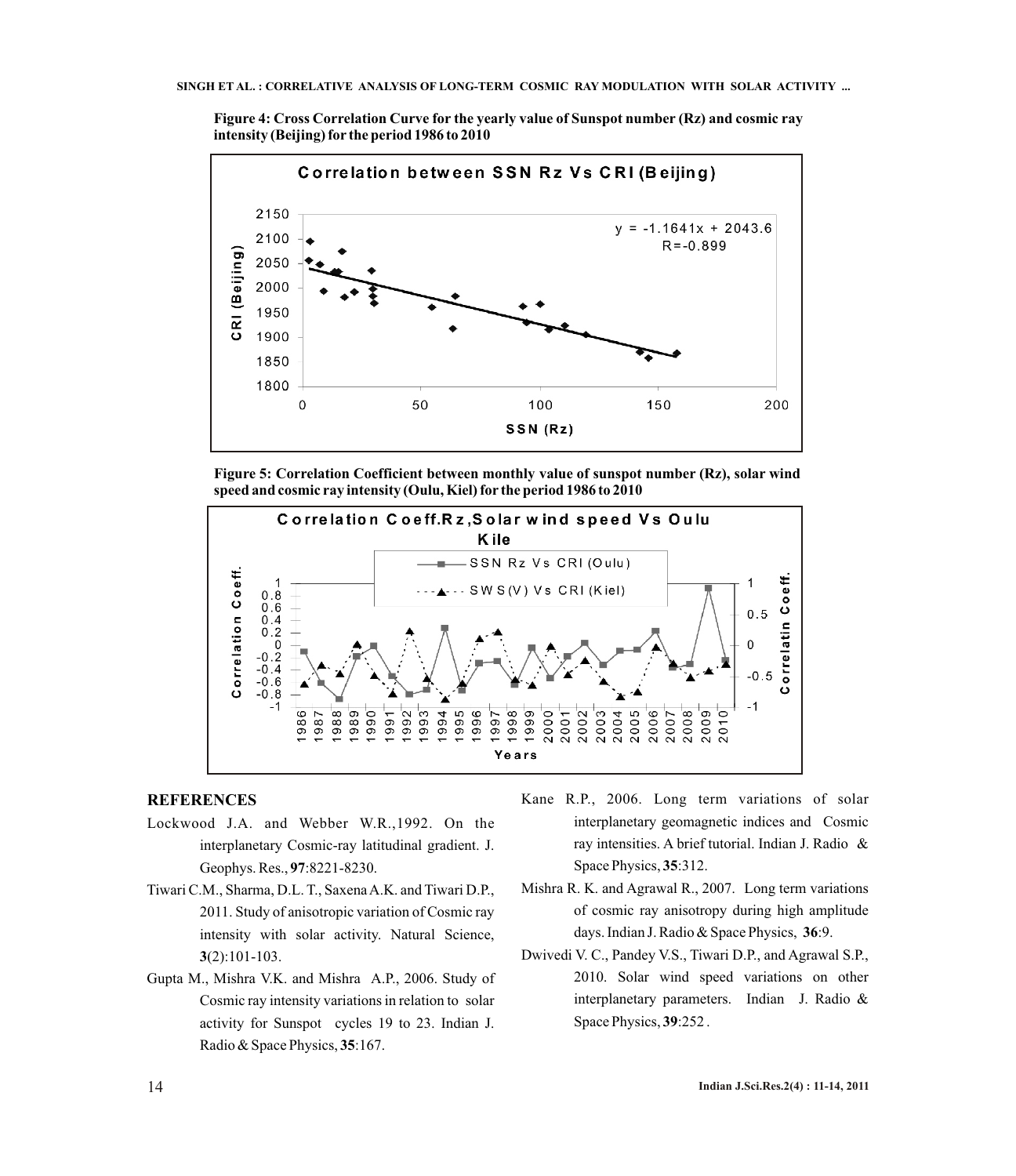**Figure 4: Cross Correlation Curve for the yearly value of Sunspot number (Rz) and cosmic ray intensity (Beijing) for the period 1986 to 2010**

Correlation between SSN Rz Vs CRI (Beijing)

y = -1.1641x + 2043.6

R=-0.899

CRI (Beijing)

2150
2100
2050
2000
1950
1900
1850
1800

0 50 100 150 200

SSN (Rz)

**Figure 5: Correlation Coefficient between monthly value of sunspot number (Rz), solar wind speed and cosmic ray intensity (Oulu, Kiel) for the period 1986 to 2010**

Correlation Coeff.Rz,Solar wind speed Vs Oulu Kile

SSN Rz Vs CRI (Oulu)

SWS(V) Vs CRI (Kiel)

Correlation Coeff.

1
0.8
0.6
0.4
0.2
0
-0.2
-0.4
-0.6
-0.8
-1

Correlatin Coeff.

1
0.5
0
-0.5
-1

1986 1987 1988 1989 1990 1991 1992 1993 1994 1995 1996 1997 1998 1999 2000 2001 2002 2003 2004 2005 2006 2007 2008 2009 2010

Years

## REFERENCES

Lockwood J.A. and Webber W.R.,1992. On the interplanetary Cosmic-ray latitudinal gradient. J. Geophys. Res., **97**:8221-8230.

Tiwari C.M., Sharma, D.L. T., Saxena A.K. and Tiwari D.P., 2011. Study of anisotropic variation of Cosmic ray intensity with solar activity. Natural Science, **3**(2):101-103.

Gupta M., Mishra V.K. and Mishra A.P., 2006. Study of Cosmic ray intensity variations in relation to solar activity for Sunspot cycles 19 to 23. Indian J. Radio & Space Physics, **35**:167.

Kane R.P., 2006. Long term variations of solar interplanetary geomagnetic indices and Cosmic ray intensities. A brief tutorial. Indian J. Radio & Space Physics, **35**:312.

Mishra R. K. and Agrawal R., 2007. Long term variations of cosmic ray anisotropy during high amplitude days. Indian J. Radio & Space Physics, **36**:9.

Dwivedi V. C., Pandey V.S., Tiwari D.P., and Agrawal S.P., 2010. Solar wind speed variations on other interplanetary parameters. Indian J. Radio & Space Physics, **39**:252 .